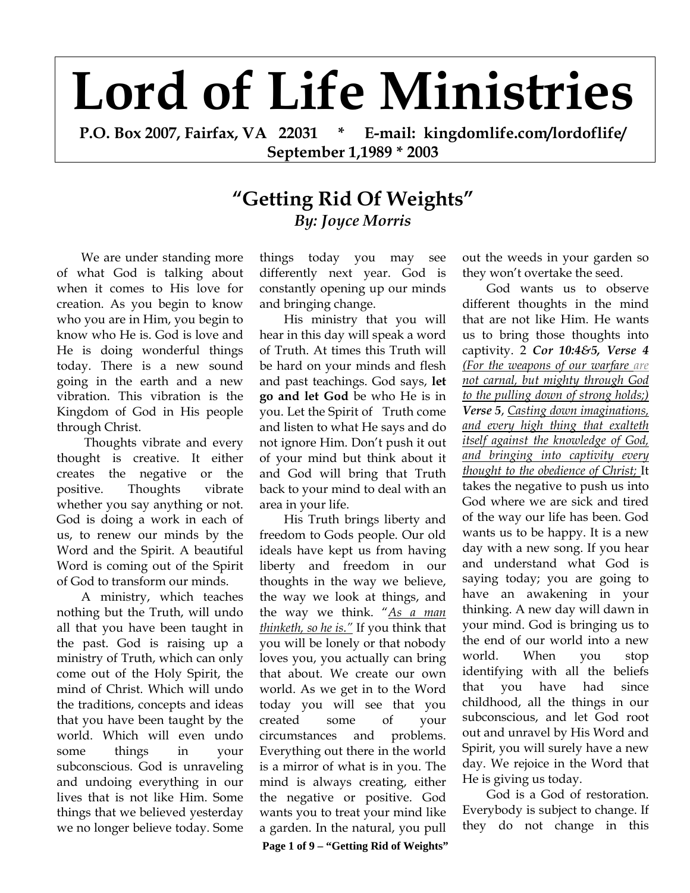# Lord of Life Ministries

**P.O. Box 2007, Fairfax, VA 22031 * E-mail: kingdomlife.com/lordoflife/**
**September 1,1989 * 2003**

## "Getting Rid Of Weights"

***By: Joyce Morris***

We are under standing more of what God is talking about when it comes to His love for creation. As you begin to know who you are in Him, you begin to know who He is. God is love and He is doing wonderful things today. There is a new sound going in the earth and a new vibration. This vibration is the Kingdom of God in His people through Christ.

Thoughts vibrate and every thought is creative. It either creates the negative or the positive. Thoughts vibrate whether you say anything or not. God is doing a work in each of us, to renew our minds by the Word and the Spirit. A beautiful Word is coming out of the Spirit of God to transform our minds.

A ministry, which teaches nothing but the Truth, will undo all that you have been taught in the past. God is raising up a ministry of Truth, which can only come out of the Holy Spirit, the mind of Christ. Which will undo the traditions, concepts and ideas that you have been taught by the world. Which will even undo some things in your subconscious. God is unraveling and undoing everything in our lives that is not like Him. Some things that we believed yesterday we no longer believe today. Some things today you may see differently next year. God is constantly opening up our minds and bringing change.

His ministry that you will hear in this day will speak a word of Truth. At times this Truth will be hard on your minds and flesh and past teachings. God says, **let go and let God** be who He is in you. Let the Spirit of Truth come and listen to what He says and do not ignore Him. Don't push it out of your mind but think about it and God will bring that Truth back to your mind to deal with an area in your life.

His Truth brings liberty and freedom to Gods people. Our old ideals have kept us from having liberty and freedom in our thoughts in the way we believe, the way we look at things, and the way we think. "*As a man thinketh, so he is.*" If you think that you will be lonely or that nobody loves you, you actually can bring that about. We create our own world. As we get in to the Word today you will see that you created some of your circumstances and problems. Everything out there in the world is a mirror of what is in you. The mind is always creating, either the negative or positive. God wants you to treat your mind like a garden. In the natural, you pull out the weeds in your garden so they won't overtake the seed.

God wants us to observe different thoughts in the mind that are not like Him. He wants us to bring those thoughts into captivity. 2 ***Cor 10:4&5, Verse 4*** *(For the weapons of our warfare are not carnal, but mighty through God to the pulling down of strong holds;)* ***Verse 5***, *Casting down imaginations, and every high thing that exalteth itself against the knowledge of God, and bringing into captivity every thought to the obedience of Christ;* It takes the negative to push us into God where we are sick and tired of the way our life has been. God wants us to be happy. It is a new day with a new song. If you hear and understand what God is saying today; you are going to have an awakening in your thinking. A new day will dawn in your mind. God is bringing us to the end of our world into a new world. When you stop identifying with all the beliefs that you have had since childhood, all the things in our subconscious, and let God root out and unravel by His Word and Spirit, you will surely have a new day. We rejoice in the Word that He is giving us today.

God is a God of restoration. Everybody is subject to change. If they do not change in this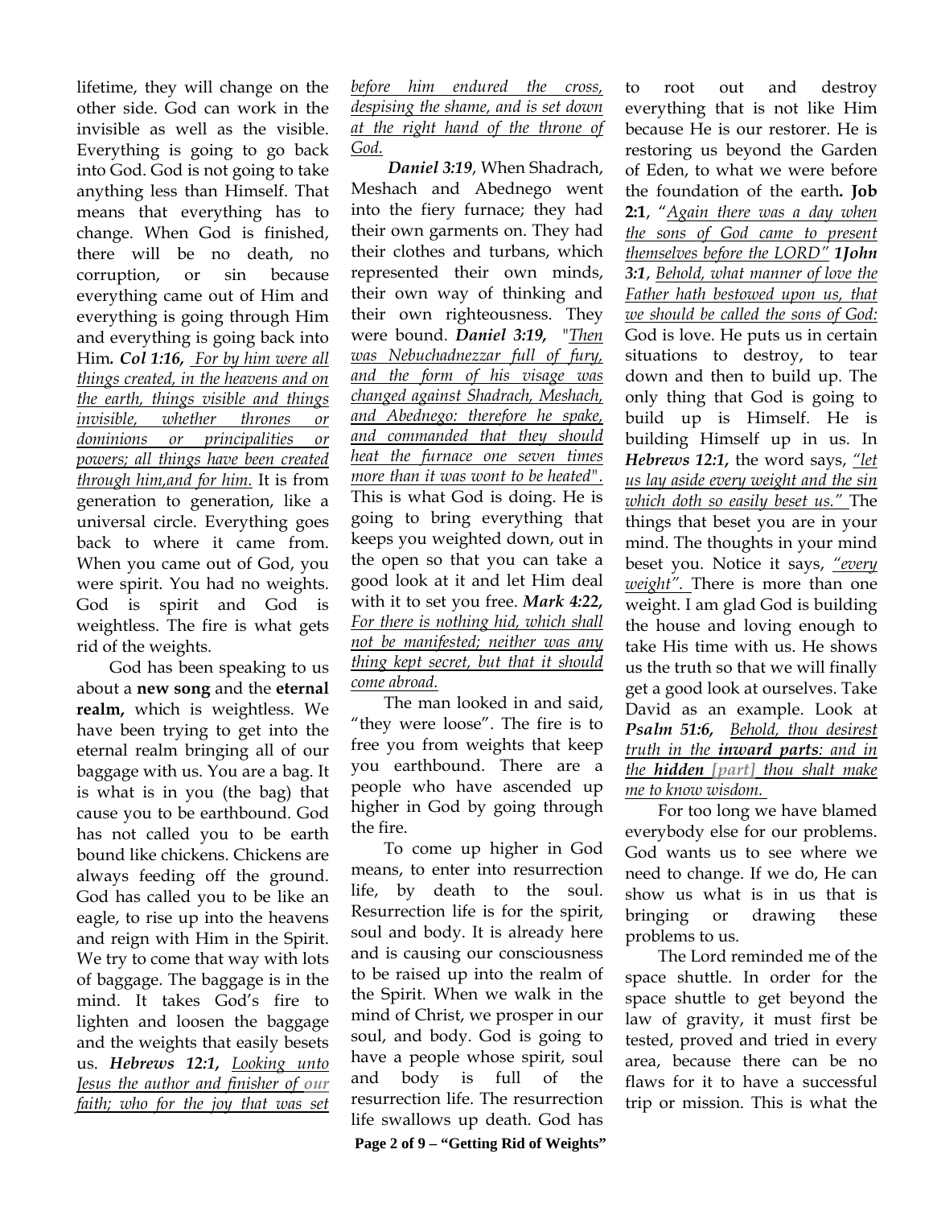lifetime, they will change on the other side. God can work in the invisible as well as the visible. Everything is going to go back into God. God is not going to take anything less than Himself. That means that everything has to change. When God is finished, there will be no death, no corruption, or sin because everything came out of Him and everything is going through Him and everything is going back into Him**.** ***Col 1:16,*** *For by him were all things created, in the heavens and on the earth, things visible and things invisible, whether thrones or dominions or principalities or powers; all things have been created through him,and for him.* It is from generation to generation, like a universal circle. Everything goes back to where it came from. When you came out of God, you were spirit. You had no weights. God is spirit and God is weightless. The fire is what gets rid of the weights.

God has been speaking to us about a **new song** and the **eternal realm,** which is weightless. We have been trying to get into the eternal realm bringing all of our baggage with us. You are a bag. It is what is in you (the bag) that cause you to be earthbound. God has not called you to be earth bound like chickens. Chickens are always feeding off the ground. God has called you to be like an eagle, to rise up into the heavens and reign with Him in the Spirit. We try to come that way with lots of baggage. The baggage is in the mind. It takes God's fire to lighten and loosen the baggage and the weights that easily besets us. ***Hebrews 12:1,*** *Looking unto Jesus the author and finisher of our faith; who for the joy that was set before him endured the cross, despising the shame, and is set down at the right hand of the throne of God.*

***Daniel 3:19***, When Shadrach, Meshach and Abednego went into the fiery furnace; they had their own garments on. They had their clothes and turbans, which represented their own minds, their own way of thinking and their own righteousness. They were bound. ***Daniel 3:19,*** "*Then was Nebuchadnezzar full of fury, and the form of his visage was changed against Shadrach, Meshach, and Abednego: therefore he spake, and commanded that they should heat the furnace one seven times more than it was wont to be heated*". This is what God is doing. He is going to bring everything that keeps you weighted down, out in the open so that you can take a good look at it and let Him deal with it to set you free. ***Mark 4:22,*** *For there is nothing hid, which shall not be manifested; neither was any thing kept secret, but that it should come abroad.*

The man looked in and said, "they were loose". The fire is to free you from weights that keep you earthbound. There are a people who have ascended up higher in God by going through the fire.

To come up higher in God means, to enter into resurrection life, by death to the soul. Resurrection life is for the spirit, soul and body. It is already here and is causing our consciousness to be raised up into the realm of the Spirit. When we walk in the mind of Christ, we prosper in our soul, and body. God is going to have a people whose spirit, soul and body is full of the resurrection life. The resurrection life swallows up death. God has to root out and destroy everything that is not like Him because He is our restorer. He is restoring us beyond the Garden of Eden, to what we were before the foundation of the earth**. Job 2:1**, "*Again there was a day when the sons of God came to present themselves before the LORD"* ***1John 3:1***, *Behold, what manner of love the Father hath bestowed upon us, that we should be called the sons of God:* God is love. He puts us in certain situations to destroy, to tear down and then to build up. The only thing that God is going to build up is Himself. He is building Himself up in us. In ***Hebrews 12:1,*** the word says, *"let us lay aside every weight and the sin which doth so easily beset us."* The things that beset you are in your mind. The thoughts in your mind beset you. Notice it says, *"every weight".* There is more than one weight. I am glad God is building the house and loving enough to take His time with us. He shows us the truth so that we will finally get a good look at ourselves. Take David as an example. Look at ***Psalm 51:6,*** *Behold, thou desirest truth in the **inward parts**: and in the **hidden** [part] thou shalt make me to know wisdom.*

For too long we have blamed everybody else for our problems. God wants us to see where we need to change. If we do, He can show us what is in us that is bringing or drawing these problems to us.

The Lord reminded me of the space shuttle. In order for the space shuttle to get beyond the law of gravity, it must first be tested, proved and tried in every area, because there can be no flaws for it to have a successful trip or mission. This is what the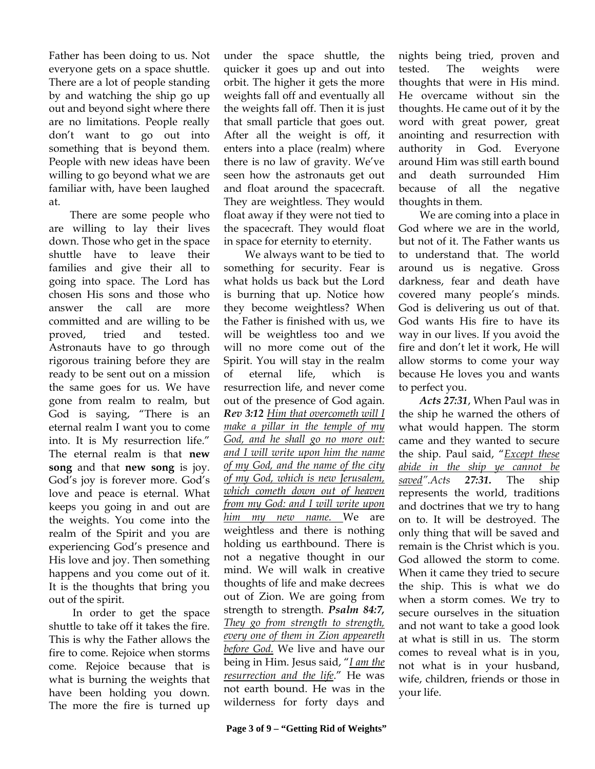Father has been doing to us. Not everyone gets on a space shuttle. There are a lot of people standing by and watching the ship go up out and beyond sight where there are no limitations. People really don't want to go out into something that is beyond them. People with new ideas have been willing to go beyond what we are familiar with, have been laughed at.

There are some people who are willing to lay their lives down. Those who get in the space shuttle have to leave their families and give their all to going into space. The Lord has chosen His sons and those who answer the call are more committed and are willing to be proved, tried and tested. Astronauts have to go through rigorous training before they are ready to be sent out on a mission the same goes for us. We have gone from realm to realm, but God is saying, "There is an eternal realm I want you to come into. It is My resurrection life." The eternal realm is that **new song** and that **new song** is joy. God's joy is forever more. God's love and peace is eternal. What keeps you going in and out are the weights. You come into the realm of the Spirit and you are experiencing God's presence and His love and joy. Then something happens and you come out of it. It is the thoughts that bring you out of the spirit.

In order to get the space shuttle to take off it takes the fire. This is why the Father allows the fire to come. Rejoice when storms come. Rejoice because that is what is burning the weights that have been holding you down. The more the fire is turned up under the space shuttle, the quicker it goes up and out into orbit. The higher it gets the more weights fall off and eventually all the weights fall off. Then it is just that small particle that goes out. After all the weight is off, it enters into a place (realm) where there is no law of gravity. We've seen how the astronauts get out and float around the spacecraft. They are weightless. They would float away if they were not tied to the spacecraft. They would float in space for eternity to eternity.

We always want to be tied to something for security. Fear is what holds us back but the Lord is burning that up. Notice how they become weightless? When the Father is finished with us, we will be weightless too and we will no more come out of the Spirit. You will stay in the realm of eternal life, which is resurrection life, and never come out of the presence of God again. ***Rev 3:12*** <u>Him that overcometh will I make a pillar in the temple of my God, and he shall go no more out: and I will write upon him the name of my God, and the name of the city of my God, which is new Jerusalem, which cometh down out of heaven from my God: and I will write upon him my new name.</u> We are weightless and there is nothing holding us earthbound. There is not a negative thought in our mind. We will walk in creative thoughts of life and make decrees out of Zion. We are going from strength to strength. ***Psalm 84:7,*** <u>*They go from strength to strength, every one of them in Zion appeareth before God.*</u> We live and have our being in Him. Jesus said, "<u>*I am the resurrection and the life*</u>." He was not earth bound. He was in the wilderness for forty days and nights being tried, proven and tested. The weights were thoughts that were in His mind. He overcame without sin the thoughts. He came out of it by the word with great power, great anointing and resurrection with authority in God. Everyone around Him was still earth bound and death surrounded Him because of all the negative thoughts in them.

We are coming into a place in God where we are in the world, but not of it. The Father wants us to understand that. The world around us is negative. Gross darkness, fear and death have covered many people's minds. God is delivering us out of that. God wants His fire to have its way in our lives. If you avoid the fire and don't let it work, He will allow storms to come your way because He loves you and wants to perfect you.

***Acts 27:31***, When Paul was in the ship he warned the others of what would happen. The storm came and they wanted to secure the ship. Paul said, "<u>*Except these abide in the ship ye cannot be saved*</u>".*Acts* ***27:31.*** The ship represents the world, traditions and doctrines that we try to hang on to. It will be destroyed. The only thing that will be saved and remain is the Christ which is you. God allowed the storm to come. When it came they tried to secure the ship. This is what we do when a storm comes. We try to secure ourselves in the situation and not want to take a good look at what is still in us. The storm comes to reveal what is in you, not what is in your husband, wife, children, friends or those in your life.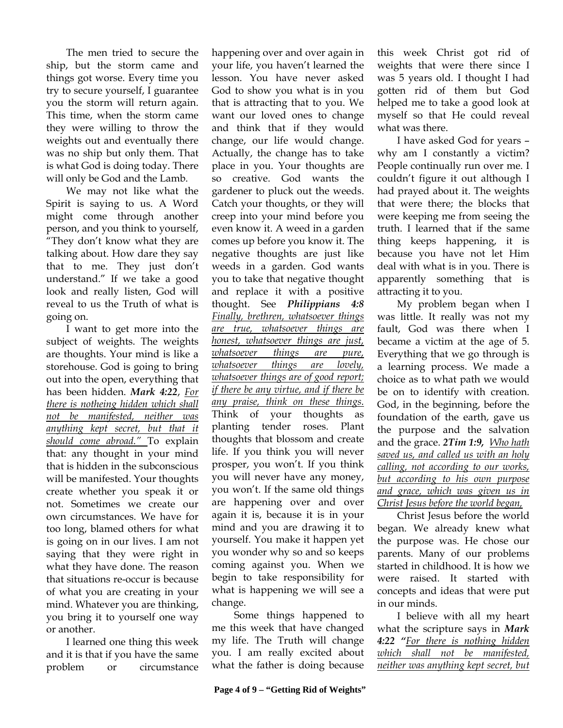The men tried to secure the ship, but the storm came and things got worse. Every time you try to secure yourself, I guarantee you the storm will return again. This time, when the storm came they were willing to throw the weights out and eventually there was no ship but only them. That is what God is doing today. There will only be God and the Lamb.

We may not like what the Spirit is saying to us. A Word might come through another person, and you think to yourself, "They don't know what they are talking about. How dare they say that to me. They just don't understand." If we take a good look and really listen, God will reveal to us the Truth of what is going on.

I want to get more into the subject of weights. The weights are thoughts. Your mind is like a storehouse. God is going to bring out into the open, everything that has been hidden. ***Mark 4:22***, _For there is notheing hidden which shall not be manifested, neither was anything kept secret, but that it should come abroad."_ To explain that: any thought in your mind that is hidden in the subconscious will be manifested. Your thoughts create whether you speak it or not. Sometimes we create our own circumstances. We have for too long, blamed others for what is going on in our lives. I am not saying that they were right in what they have done. The reason that situations re-occur is because of what you are creating in your mind. Whatever you are thinking, you bring it to yourself one way or another.

I learned one thing this week and it is that if you have the same problem or circumstance happening over and over again in your life, you haven't learned the lesson. You have never asked God to show you what is in you that is attracting that to you. We want our loved ones to change and think that if they would change, our life would change. Actually, the change has to take place in you. Your thoughts are so creative. God wants the gardener to pluck out the weeds. Catch your thoughts, or they will creep into your mind before you even know it. A weed in a garden comes up before you know it. The negative thoughts are just like weeds in a garden. God wants you to take that negative thought and replace it with a positive thought. See ***Philippians 4:8*** _Finally, brethren, whatsoever things are true, whatsoever things are honest, whatsoever things are just, whatsoever things are pure, whatsoever things are lovely, whatsoever things are of good report; if there be any virtue, and if there be any praise, think on these things._ Think of your thoughts as planting tender roses. Plant thoughts that blossom and create life. If you think you will never prosper, you won't. If you think you will never have any money, you won't. If the same old things are happening over and over again it is, because it is in your mind and you are drawing it to yourself. You make it happen yet you wonder why so and so keeps coming against you. When we begin to take responsibility for what is happening we will see a change.

Some things happened to me this week that have changed my life. The Truth will change you. I am really excited about what the father is doing because this week Christ got rid of weights that were there since I was 5 years old. I thought I had gotten rid of them but God helped me to take a good look at myself so that He could reveal what was there.

I have asked God for years – why am I constantly a victim? People continually run over me. I couldn't figure it out although I had prayed about it. The weights that were there; the blocks that were keeping me from seeing the truth. I learned that if the same thing keeps happening, it is because you have not let Him deal with what is in you. There is apparently something that is attracting it to you.

My problem began when I was little. It really was not my fault, God was there when I became a victim at the age of 5. Everything that we go through is a learning process. We made a choice as to what path we would be on to identify with creation. God, in the beginning, before the foundation of the earth, gave us the purpose and the salvation and the grace. ***2Tim 1:9,*** _Who hath saved us, and called us with an holy calling, not according to our works, but according to his own purpose and grace, which was given us in Christ Jesus before the world began,_

Christ Jesus before the world began. We already knew what the purpose was. He chose our parents. Many of our problems started in childhood. It is how we were raised. It started with concepts and ideas that were put in our minds.

I believe with all my heart what the scripture says in ***Mark 4:22*** "_For there is nothing hidden which shall not be manifested, neither was anything kept secret, but_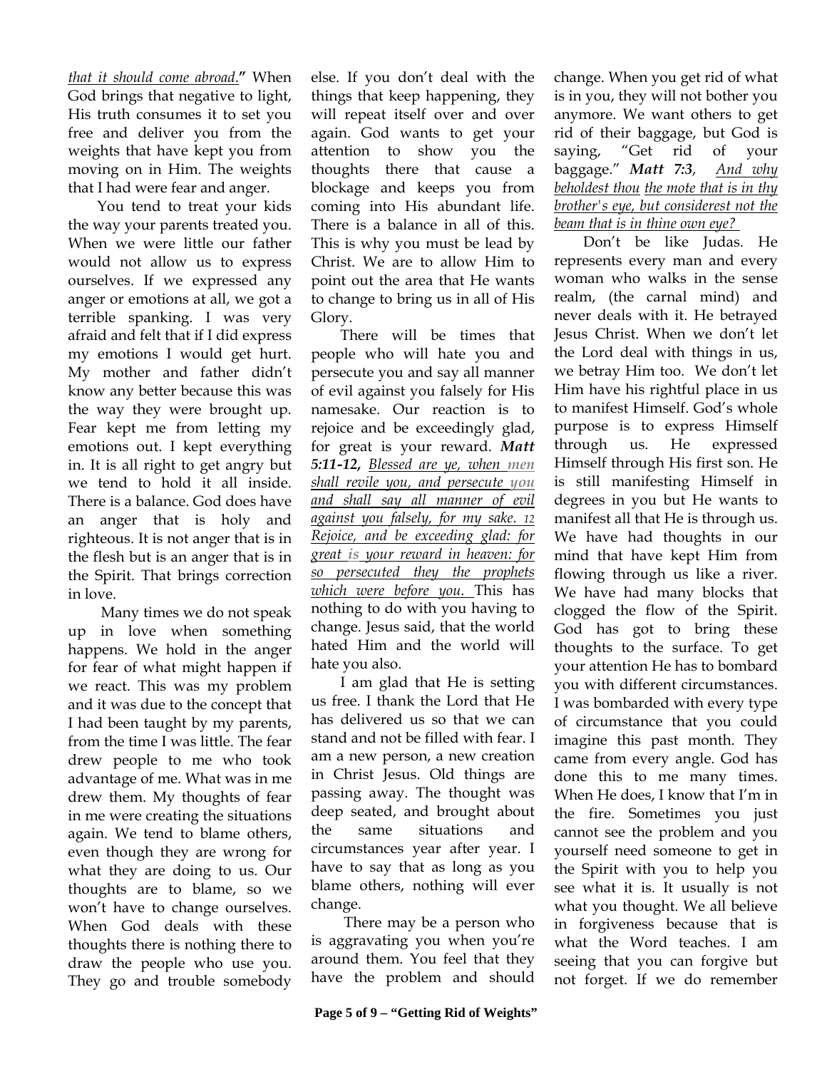*that it should come abroad.*" When God brings that negative to light, His truth consumes it to set you free and deliver you from the weights that have kept you from moving on in Him. The weights that I had were fear and anger.

You tend to treat your kids the way your parents treated you. When we were little our father would not allow us to express ourselves. If we expressed any anger or emotions at all, we got a terrible spanking. I was very afraid and felt that if I did express my emotions I would get hurt. My mother and father didn't know any better because this was the way they were brought up. Fear kept me from letting my emotions out. I kept everything in. It is all right to get angry but we tend to hold it all inside. There is a balance. God does have an anger that is holy and righteous. It is not anger that is in the flesh but is an anger that is in the Spirit. That brings correction in love.

Many times we do not speak up in love when something happens. We hold in the anger for fear of what might happen if we react. This was my problem and it was due to the concept that I had been taught by my parents, from the time I was little. The fear drew people to me who took advantage of me. What was in me drew them. My thoughts of fear in me were creating the situations again. We tend to blame others, even though they are wrong for what they are doing to us. Our thoughts are to blame, so we won't have to change ourselves. When God deals with these thoughts there is nothing there to draw the people who use you. They go and trouble somebody else. If you don't deal with the things that keep happening, they will repeat itself over and over again. God wants to get your attention to show you the thoughts there that cause a blockage and keeps you from coming into His abundant life. There is a balance in all of this. This is why you must be lead by Christ. We are to allow Him to point out the area that He wants to change to bring us in all of His Glory.

There will be times that people who will hate you and persecute you and say all manner of evil against you falsely for His namesake. Our reaction is to rejoice and be exceedingly glad, for great is your reward. ***Matt 5:11-12***, *Blessed are ye, when men shall revile you, and persecute you and shall say all manner of evil against you falsely, for my sake. 12 Rejoice, and be exceeding glad: for great is your reward in heaven: for so persecuted they the prophets which were before you.* This has nothing to do with you having to change. Jesus said, that the world hated Him and the world will hate you also.

I am glad that He is setting us free. I thank the Lord that He has delivered us so that we can stand and not be filled with fear. I am a new person, a new creation in Christ Jesus. Old things are passing away. The thought was deep seated, and brought about the same situations and circumstances year after year. I have to say that as long as you blame others, nothing will ever change.

There may be a person who is aggravating you when you're around them. You feel that they have the problem and should change. When you get rid of what is in you, they will not bother you anymore. We want others to get rid of their baggage, but God is saying, "Get rid of your baggage." ***Matt 7:3***, *And why beholdest thou the mote that is in thy brother's eye, but considerest not the beam that is in thine own eye?*

Don't be like Judas. He represents every man and every woman who walks in the sense realm, (the carnal mind) and never deals with it. He betrayed Jesus Christ. When we don't let the Lord deal with things in us, we betray Him too. We don't let Him have his rightful place in us to manifest Himself. God's whole purpose is to express Himself through us. He expressed Himself through His first son. He is still manifesting Himself in degrees in you but He wants to manifest all that He is through us. We have had thoughts in our mind that have kept Him from flowing through us like a river. We have had many blocks that clogged the flow of the Spirit. God has got to bring these thoughts to the surface. To get your attention He has to bombard you with different circumstances. I was bombarded with every type of circumstance that you could imagine this past month. They came from every angle. God has done this to me many times. When He does, I know that I'm in the fire. Sometimes you just cannot see the problem and you yourself need someone to get in the Spirit with you to help you see what it is. It usually is not what you thought. We all believe in forgiveness because that is what the Word teaches. I am seeing that you can forgive but not forget. If we do remember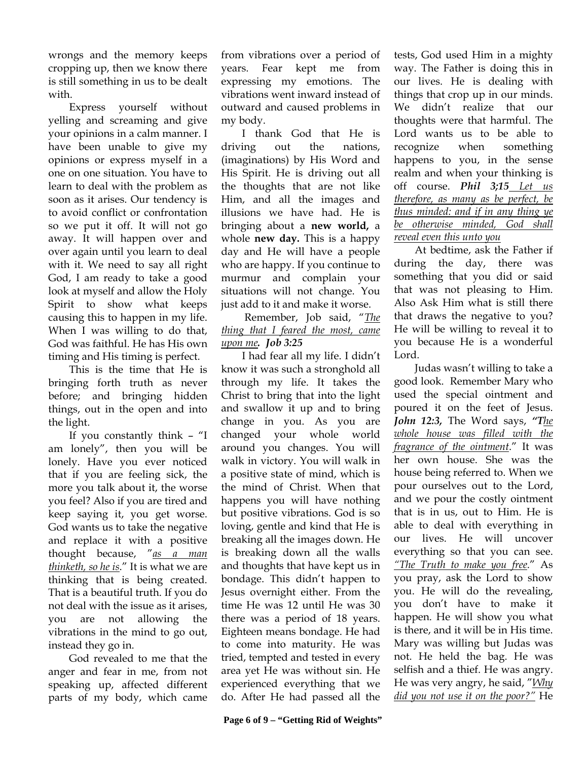wrongs and the memory keeps cropping up, then we know there is still something in us to be dealt with.

Express yourself without yelling and screaming and give your opinions in a calm manner. I have been unable to give my opinions or express myself in a one on one situation. You have to learn to deal with the problem as soon as it arises. Our tendency is to avoid conflict or confrontation so we put it off. It will not go away. It will happen over and over again until you learn to deal with it. We need to say all right God, I am ready to take a good look at myself and allow the Holy Spirit to show what keeps causing this to happen in my life. When I was willing to do that, God was faithful. He has His own timing and His timing is perfect.

This is the time that He is bringing forth truth as never before; and bringing hidden things, out in the open and into the light.

If you constantly think – "I am lonely", then you will be lonely. Have you ever noticed that if you are feeling sick, the more you talk about it, the worse you feel? Also if you are tired and keep saying it, you get worse. God wants us to take the negative and replace it with a positive thought because, "*as a man thinketh, so he is*." It is what we are thinking that is being created. That is a beautiful truth. If you do not deal with the issue as it arises, you are not allowing the vibrations in the mind to go out, instead they go in.

God revealed to me that the anger and fear in me, from not speaking up, affected different parts of my body, which came from vibrations over a period of years. Fear kept me from expressing my emotions. The vibrations went inward instead of outward and caused problems in my body.

I thank God that He is driving out the nations, (imaginations) by His Word and His Spirit. He is driving out all the thoughts that are not like Him, and all the images and illusions we have had. He is bringing about a **new world,** a whole **new day.** This is a happy day and He will have a people who are happy. If you continue to murmur and complain your situations will not change. You just add to it and make it worse.

Remember, Job said, "*The thing that I feared the most, came upon me.* ***Job 3:25***

I had fear all my life. I didn't know it was such a stronghold all through my life. It takes the Christ to bring that into the light and swallow it up and to bring change in you. As you are changed your whole world around you changes. You will walk in victory. You will walk in a positive state of mind, which is the mind of Christ. When that happens you will have nothing but positive vibrations. God is so loving, gentle and kind that He is breaking all the images down. He is breaking down all the walls and thoughts that have kept us in bondage. This didn't happen to Jesus overnight either. From the time He was 12 until He was 30 there was a period of 18 years. Eighteen means bondage. He had to come into maturity. He was tried, tempted and tested in every area yet He was without sin. He experienced everything that we do. After He had passed all the tests, God used Him in a mighty way. The Father is doing this in our lives. He is dealing with things that crop up in our minds. We didn't realize that our thoughts were that harmful. The Lord wants us to be able to recognize when something happens to you, in the sense realm and when your thinking is off course. ***Phil 3;15*** *Let us therefore, as many as be perfect, be thus minded: and if in any thing ye be otherwise minded, God shall reveal even this unto you*

At bedtime, ask the Father if during the day, there was something that you did or said that was not pleasing to Him. Also Ask Him what is still there that draws the negative to you? He will be willing to reveal it to you because He is a wonderful Lord.

Judas wasn't willing to take a good look. Remember Mary who used the special ointment and poured it on the feet of Jesus. ***John 12:3,*** The Word says, ***"T****he whole house was filled with the fragrance of the ointment*." It was her own house. She was the house being referred to. When we pour ourselves out to the Lord, and we pour the costly ointment that is in us, out to Him. He is able to deal with everything in our lives. He will uncover everything so that you can see. *"The Truth to make you free*." As you pray, ask the Lord to show you. He will do the revealing, you don't have to make it happen. He will show you what is there, and it will be in His time. Mary was willing but Judas was not. He held the bag. He was selfish and a thief. He was angry. He was very angry, he said, "*Why did you not use it on the poor?"* He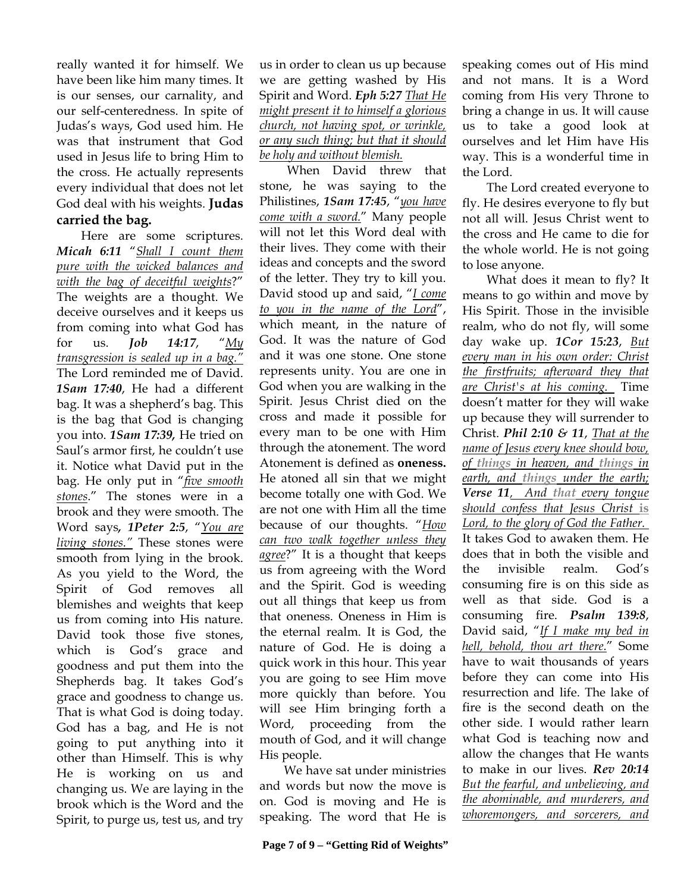really wanted it for himself. We have been like him many times. It is our senses, our carnality, and our self-centeredness. In spite of Judas's ways, God used him. He was that instrument that God used in Jesus life to bring Him to the cross. He actually represents every individual that does not let God deal with his weights. **Judas carried the bag.**

Here are some scriptures. ***Micah 6:11*** "*Shall I count them pure with the wicked balances and with the bag of deceitful weights*?" The weights are a thought. We deceive ourselves and it keeps us from coming into what God has for us. ***Job 14:17***, "*My transgression is sealed up in a bag.*" The Lord reminded me of David. ***1Sam 17:40***, He had a different bag. It was a shepherd's bag. This is the bag that God is changing you into. ***1Sam 17:39***, He tried on Saul's armor first, he couldn't use it. Notice what David put in the bag. He only put in "*five smooth stones*." The stones were in a brook and they were smooth. The Word says, ***1Peter 2:5***, "*You are living stones.*" These stones were smooth from lying in the brook. As you yield to the Word, the Spirit of God removes all blemishes and weights that keep us from coming into His nature. David took those five stones, which is God's grace and goodness and put them into the Shepherds bag. It takes God's grace and goodness to change us. That is what God is doing today. God has a bag, and He is not going to put anything into it other than Himself. This is why He is working on us and changing us. We are laying in the brook which is the Word and the Spirit, to purge us, test us, and try us in order to clean us up because we are getting washed by His Spirit and Word. ***Eph 5:27*** *That He might present it to himself a glorious church, not having spot, or wrinkle, or any such thing; but that it should be holy and without blemish.*

When David threw that stone, he was saying to the Philistines, ***1Sam 17:45***, "*you have come with a sword.*" Many people will not let this Word deal with their lives. They come with their ideas and concepts and the sword of the letter. They try to kill you. David stood up and said, "*I come to you in the name of the Lord*", which meant, in the nature of God. It was the nature of God and it was one stone. One stone represents unity. You are one in God when you are walking in the Spirit. Jesus Christ died on the cross and made it possible for every man to be one with Him through the atonement. The word Atonement is defined as **oneness.** He atoned all sin that we might become totally one with God. We are not one with Him all the time because of our thoughts. "*How can two walk together unless they agree*?" It is a thought that keeps us from agreeing with the Word and the Spirit. God is weeding out all things that keep us from that oneness. Oneness in Him is the eternal realm. It is God, the nature of God. He is doing a quick work in this hour. This year you are going to see Him move more quickly than before. You will see Him bringing forth a Word, proceeding from the mouth of God, and it will change His people.

We have sat under ministries and words but now the move is on. God is moving and He is speaking. The word that He is speaking comes out of His mind and not mans. It is a Word coming from His very Throne to bring a change in us. It will cause us to take a good look at ourselves and let Him have His way. This is a wonderful time in the Lord.

The Lord created everyone to fly. He desires everyone to fly but not all will. Jesus Christ went to the cross and He came to die for the whole world. He is not going to lose anyone.

What does it mean to fly? It means to go within and move by His Spirit. Those in the invisible realm, who do not fly, will some day wake up. ***1Cor 15:23***, *But every man in his own order: Christ the firstfruits; afterward they that are Christ's at his coming.* Time doesn't matter for they will wake up because they will surrender to Christ. ***Phil 2:10 & 11***, *That at the name of Jesus every knee should bow, of things in heaven, and things in earth, and things under the earth;* ***Verse 11***, *And that every tongue should confess that Jesus Christ is Lord, to the glory of God the Father.* It takes God to awaken them. He does that in both the visible and the invisible realm. God's consuming fire is on this side as well as that side. God is a consuming fire. ***Psalm 139:8***, David said, "*If I make my bed in hell, behold, thou art there.*" Some have to wait thousands of years before they can come into His resurrection and life. The lake of fire is the second death on the other side. I would rather learn what God is teaching now and allow the changes that He wants to make in our lives. ***Rev 20:14*** *But the fearful, and unbelieving, and the abominable, and murderers, and whoremongers, and sorcerers, and*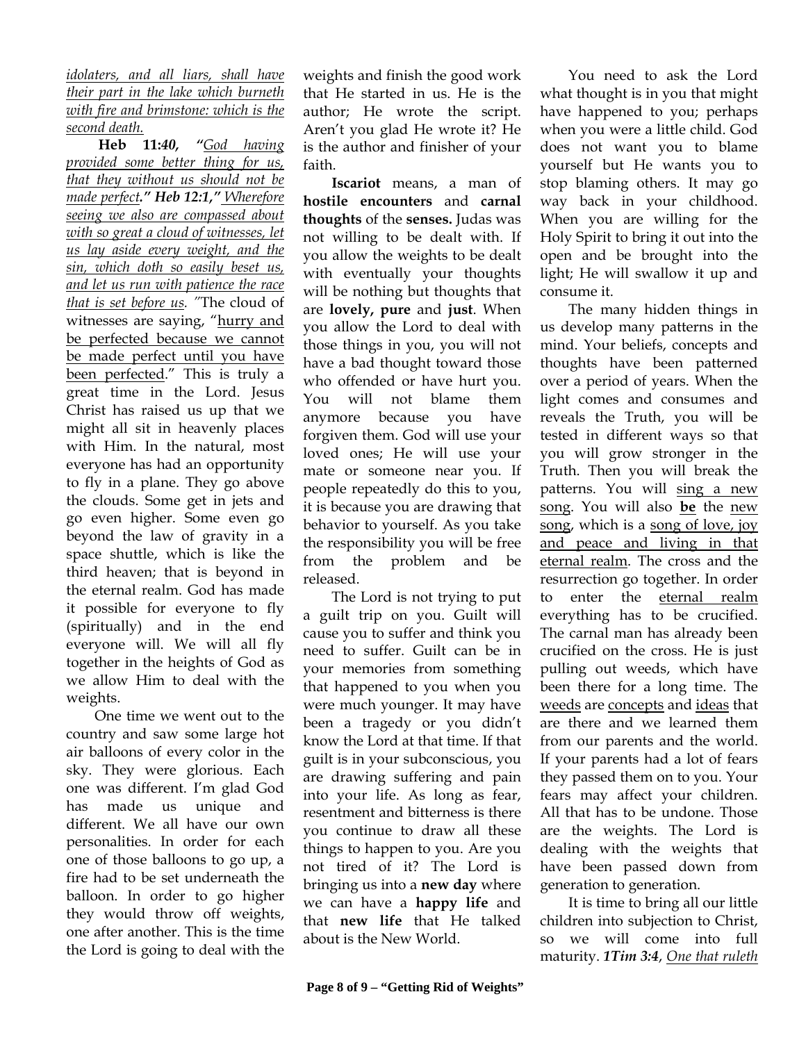*idolaters, and all liars, shall have their part in the lake which burneth with fire and brimstone: which is the second death.*

**Heb 11:40,** *"God having provided some better thing for us, that they without us should not be made perfect." **Heb 12:1,"** Wherefore seeing we also are compassed about with so great a cloud of witnesses, let us lay aside every weight, and the sin, which doth so easily beset us, and let us run with patience the race that is set before us."* The cloud of witnesses are saying, "hurry and be perfected because we cannot be made perfect until you have been perfected." This is truly a great time in the Lord. Jesus Christ has raised us up that we might all sit in heavenly places with Him. In the natural, most everyone has had an opportunity to fly in a plane. They go above the clouds. Some get in jets and go even higher. Some even go beyond the law of gravity in a space shuttle, which is like the third heaven; that is beyond in the eternal realm. God has made it possible for everyone to fly (spiritually) and in the end everyone will. We will all fly together in the heights of God as we allow Him to deal with the weights.

One time we went out to the country and saw some large hot air balloons of every color in the sky. They were glorious. Each one was different. I'm glad God has made us unique and different. We all have our own personalities. In order for each one of those balloons to go up, a fire had to be set underneath the balloon. In order to go higher they would throw off weights, one after another. This is the time the Lord is going to deal with the weights and finish the good work that He started in us. He is the author; He wrote the script. Aren't you glad He wrote it? He is the author and finisher of your faith.

**Iscariot** means, a man of **hostile encounters** and **carnal thoughts** of the **senses.** Judas was not willing to be dealt with. If you allow the weights to be dealt with eventually your thoughts will be nothing but thoughts that are **lovely, pure** and **just**. When you allow the Lord to deal with those things in you, you will not have a bad thought toward those who offended or have hurt you. You will not blame them anymore because you have forgiven them. God will use your loved ones; He will use your mate or someone near you. If people repeatedly do this to you, it is because you are drawing that behavior to yourself. As you take the responsibility you will be free from the problem and be released.

The Lord is not trying to put a guilt trip on you. Guilt will cause you to suffer and think you need to suffer. Guilt can be in your memories from something that happened to you when you were much younger. It may have been a tragedy or you didn't know the Lord at that time. If that guilt is in your subconscious, you are drawing suffering and pain into your life. As long as fear, resentment and bitterness is there you continue to draw all these things to happen to you. Are you not tired of it? The Lord is bringing us into a **new day** where we can have a **happy life** and that **new life** that He talked about is the New World.

You need to ask the Lord what thought is in you that might have happened to you; perhaps when you were a little child. God does not want you to blame yourself but He wants you to stop blaming others. It may go way back in your childhood. When you are willing for the Holy Spirit to bring it out into the open and be brought into the light; He will swallow it up and consume it.

The many hidden things in us develop many patterns in the mind. Your beliefs, concepts and thoughts have been patterned over a period of years. When the light comes and consumes and reveals the Truth, you will be tested in different ways so that you will grow stronger in the Truth. Then you will break the patterns. You will sing a new song. You will also **be** the new song, which is a song of love, joy and peace and living in that eternal realm. The cross and the resurrection go together. In order to enter the eternal realm everything has to be crucified. The carnal man has already been crucified on the cross. He is just pulling out weeds, which have been there for a long time. The weeds are concepts and ideas that are there and we learned them from our parents and the world. If your parents had a lot of fears they passed them on to you. Your fears may affect your children. All that has to be undone. Those are the weights. The Lord is dealing with the weights that have been passed down from generation to generation.

It is time to bring all our little children into subjection to Christ, so we will come into full maturity. ***1Tim 3:4***, *One that ruleth*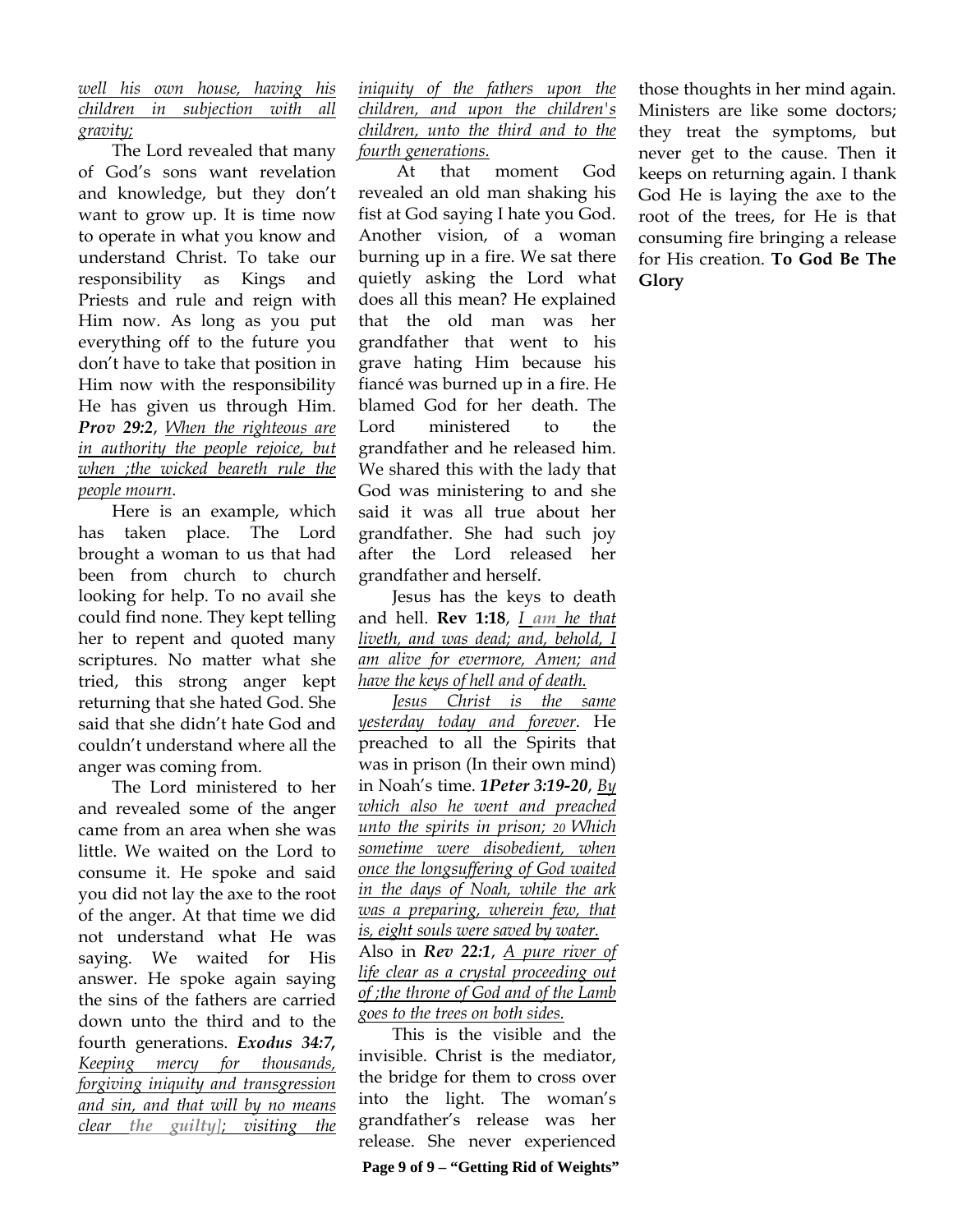*well his own house, having his children in subjection with all gravity;*

The Lord revealed that many of God's sons want revelation and knowledge, but they don't want to grow up. It is time now to operate in what you know and understand Christ. To take our responsibility as Kings and Priests and rule and reign with Him now. As long as you put everything off to the future you don't have to take that position in Him now with the responsibility He has given us through Him. ***Prov 29:2***, *When the righteous are in authority the people rejoice, but when ;the wicked beareth rule the people mourn*.

Here is an example, which has taken place. The Lord brought a woman to us that had been from church to church looking for help. To no avail she could find none. They kept telling her to repent and quoted many scriptures. No matter what she tried, this strong anger kept returning that she hated God. She said that she didn't hate God and couldn't understand where all the anger was coming from.

The Lord ministered to her and revealed some of the anger came from an area when she was little. We waited on the Lord to consume it. He spoke and said you did not lay the axe to the root of the anger. At that time we did not understand what He was saying. We waited for His answer. He spoke again saying the sins of the fathers are carried down unto the third and to the fourth generations. ***Exodus 34:7,*** *Keeping mercy for thousands, forgiving iniquity and transgression and sin, and that will by no means clear **the guilty**]; visiting the iniquity of the fathers upon the children, and upon the children's children, unto the third and to the fourth generations.*

At that moment God revealed an old man shaking his fist at God saying I hate you God. Another vision, of a woman burning up in a fire. We sat there quietly asking the Lord what does all this mean? He explained that the old man was her grandfather that went to his grave hating Him because his fiancé was burned up in a fire. He blamed God for her death. The Lord ministered to the grandfather and he released him. We shared this with the lady that God was ministering to and she said it was all true about her grandfather. She had such joy after the Lord released her grandfather and herself.

Jesus has the keys to death and hell. **Rev 1:18**, *I **am** he that liveth, and was dead; and, behold, I am alive for evermore, Amen; and have the keys of hell and of death.*

*Jesus Christ is the same yesterday today and forever*. He preached to all the Spirits that was in prison (In their own mind) in Noah's time. ***1Peter 3:19-20***, *By which also he went and preached unto the spirits in prison; 20 Which sometime were disobedient, when once the longsuffering of God waited in the days of Noah, while the ark was a preparing, wherein few, that is, eight souls were saved by water.* Also in ***Rev 22:1***, *A pure river of life clear as a crystal proceeding out of ;the throne of God and of the Lamb goes to the trees on both sides.*

This is the visible and the invisible. Christ is the mediator, the bridge for them to cross over into the light. The woman's grandfather's release was her release. She never experienced those thoughts in her mind again. Ministers are like some doctors; they treat the symptoms, but never get to the cause. Then it keeps on returning again. I thank God He is laying the axe to the root of the trees, for He is that consuming fire bringing a release for His creation. **To God Be The Glory**